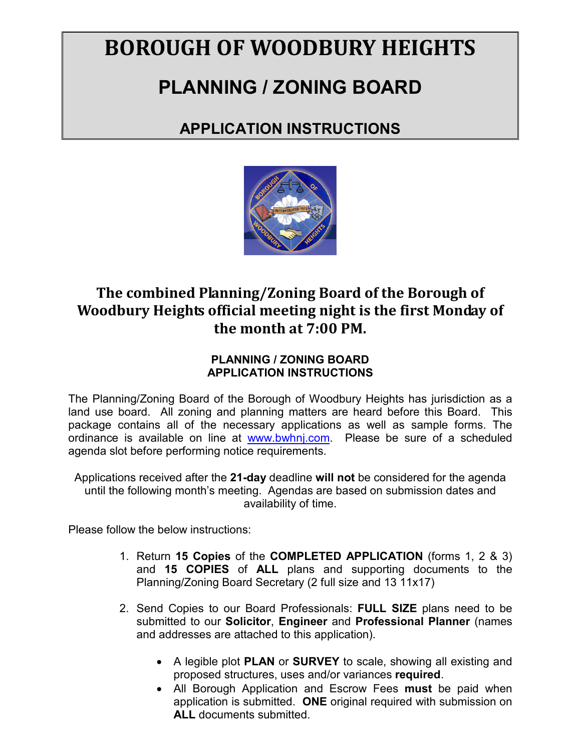# BOROUGH OF WOODBURY HEIGHTS

## PLANNING / ZONING BOARD

### APPLICATION INSTRUCTIONS

## The combined Planning/Zoning Board of the Borough of Woodbury Heights official meeting night is the first Monday of the month at 7:00 PM.

**PLANNING / ZONING BOARD**
**APPLICATION INSTRUCTIONS**

The Planning/Zoning Board of the Borough of Woodbury Heights has jurisdiction as a land use board. All zoning and planning matters are heard before this Board. This package contains all of the necessary applications as well as sample forms. The ordinance is available on line at www.bwhnj.com. Please be sure of a scheduled agenda slot before performing notice requirements.

Applications received after the **21-day** deadline **will not** be considered for the agenda until the following month's meeting. Agendas are based on submission dates and availability of time.

Please follow the below instructions:

1. Return **15 Copies** of the **COMPLETED APPLICATION** (forms 1, 2 & 3) and **15 COPIES** of **ALL** plans and supporting documents to the Planning/Zoning Board Secretary (2 full size and 13 11x17)

2. Send Copies to our Board Professionals: **FULL SIZE** plans need to be submitted to our **Solicitor**, **Engineer** and **Professional Planner** (names and addresses are attached to this application).

   - A legible plot **PLAN** or **SURVEY** to scale, showing all existing and proposed structures, uses and/or variances **required**.
   - All Borough Application and Escrow Fees **must** be paid when application is submitted. **ONE** original required with submission on **ALL** documents submitted.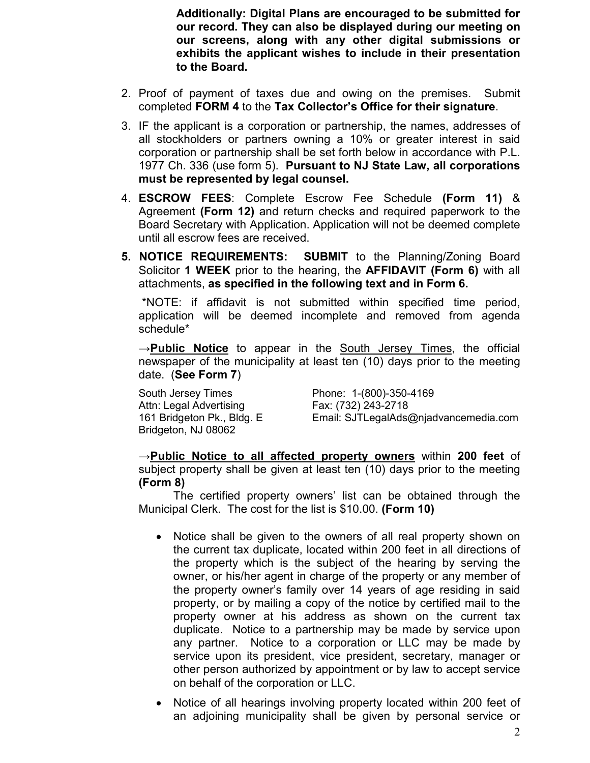**Additionally: Digital Plans are encouraged to be submitted for our record. They can also be displayed during our meeting on our screens, along with any other digital submissions or exhibits the applicant wishes to include in their presentation to the Board.**

2. Proof of payment of taxes due and owing on the premises. Submit completed **FORM 4** to the **Tax Collector's Office for their signature**.

3. IF the applicant is a corporation or partnership, the names, addresses of all stockholders or partners owning a 10% or greater interest in said corporation or partnership shall be set forth below in accordance with P.L. 1977 Ch. 336 (use form 5). **Pursuant to NJ State Law, all corporations must be represented by legal counsel.**

4. **ESCROW FEES**: Complete Escrow Fee Schedule **(Form 11)** & Agreement **(Form 12)** and return checks and required paperwork to the Board Secretary with Application. Application will not be deemed complete until all escrow fees are received.

5. **NOTICE REQUIREMENTS: SUBMIT** to the Planning/Zoning Board Solicitor **1 WEEK** prior to the hearing, the **AFFIDAVIT (Form 6)** with all attachments, **as specified in the following text and in Form 6.**

   *NOTE: if affidavit is not submitted within specified time period, application will be deemed incomplete and removed from agenda schedule*

   →**Public Notice** to appear in the South Jersey Times, the official newspaper of the municipality at least ten (10) days prior to the meeting date. (**See Form 7**)

   South Jersey Times
   Attn: Legal Advertising
   161 Bridgeton Pk., Bldg. E
   Bridgeton, NJ 08062

   Phone: 1-(800)-350-4169
   Fax: (732) 243-2718
   Email: SJTLegalAds@njadvancemedia.com

   →**Public Notice to all affected property owners** within **200 feet** of subject property shall be given at least ten (10) days prior to the meeting **(Form 8)**

   The certified property owners' list can be obtained through the Municipal Clerk. The cost for the list is $10.00. **(Form 10)**

   - Notice shall be given to the owners of all real property shown on the current tax duplicate, located within 200 feet in all directions of the property which is the subject of the hearing by serving the owner, or his/her agent in charge of the property or any member of the property owner's family over 14 years of age residing in said property, or by mailing a copy of the notice by certified mail to the property owner at his address as shown on the current tax duplicate. Notice to a partnership may be made by service upon any partner. Notice to a corporation or LLC may be made by service upon its president, vice president, secretary, manager or other person authorized by appointment or by law to accept service on behalf of the corporation or LLC.

   - Notice of all hearings involving property located within 200 feet of an adjoining municipality shall be given by personal service or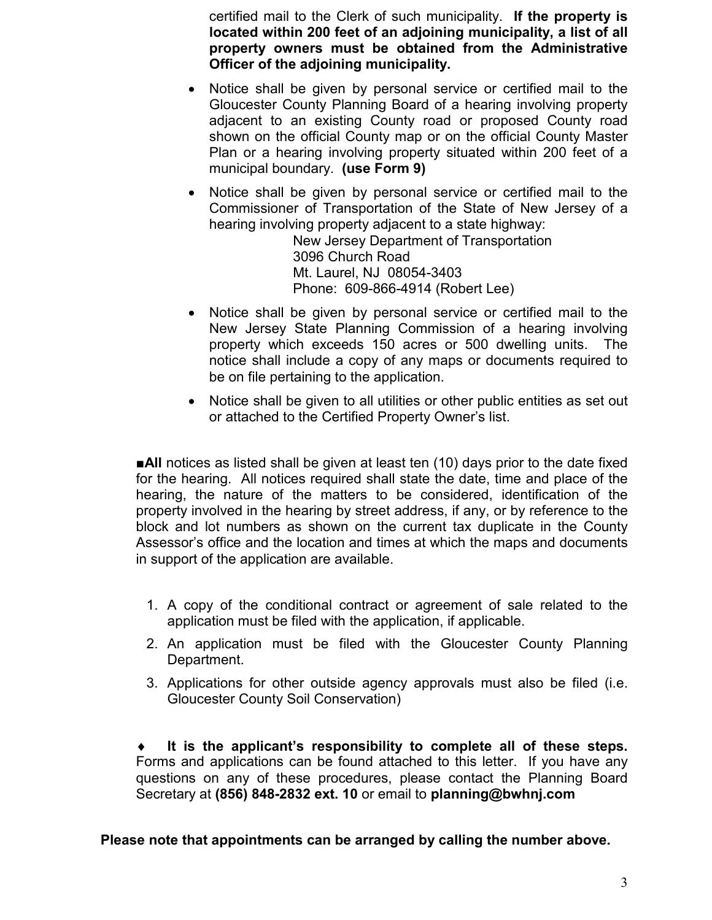certified mail to the Clerk of such municipality. **If the property is located within 200 feet of an adjoining municipality, a list of all property owners must be obtained from the Administrative Officer of the adjoining municipality.**

- Notice shall be given by personal service or certified mail to the Gloucester County Planning Board of a hearing involving property adjacent to an existing County road or proposed County road shown on the official County map or on the official County Master Plan or a hearing involving property situated within 200 feet of a municipal boundary. **(use Form 9)**
- Notice shall be given by personal service or certified mail to the Commissioner of Transportation of the State of New Jersey of a hearing involving property adjacent to a state highway:
  New Jersey Department of Transportation
  3096 Church Road
  Mt. Laurel, NJ 08054-3403
  Phone: 609-866-4914 (Robert Lee)
- Notice shall be given by personal service or certified mail to the New Jersey State Planning Commission of a hearing involving property which exceeds 150 acres or 500 dwelling units. The notice shall include a copy of any maps or documents required to be on file pertaining to the application.
- Notice shall be given to all utilities or other public entities as set out or attached to the Certified Property Owner's list.

■**All** notices as listed shall be given at least ten (10) days prior to the date fixed for the hearing. All notices required shall state the date, time and place of the hearing, the nature of the matters to be considered, identification of the property involved in the hearing by street address, if any, or by reference to the block and lot numbers as shown on the current tax duplicate in the County Assessor's office and the location and times at which the maps and documents in support of the application are available.

1. A copy of the conditional contract or agreement of sale related to the application must be filed with the application, if applicable.
2. An application must be filed with the Gloucester County Planning Department.
3. Applications for other outside agency approvals must also be filed (i.e. Gloucester County Soil Conservation)

♦ **It is the applicant's responsibility to complete all of these steps.** Forms and applications can be found attached to this letter. If you have any questions on any of these procedures, please contact the Planning Board Secretary at **(856) 848-2832 ext. 10** or email to **planning@bwhnj.com**

**Please note that appointments can be arranged by calling the number above.**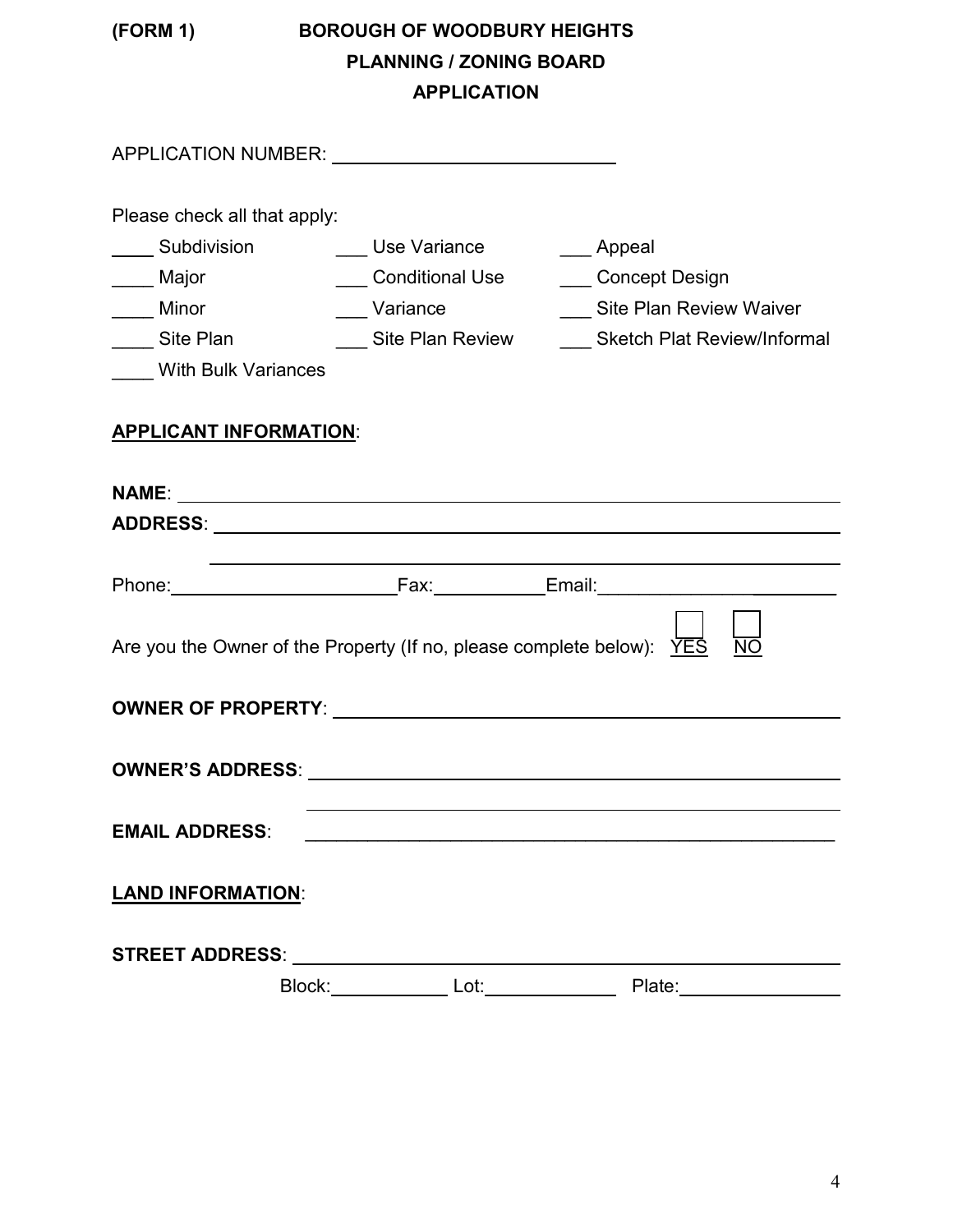(FORM 1)

# BOROUGH OF WOODBURY HEIGHTS
## PLANNING / ZONING BOARD
## APPLICATION

APPLICATION NUMBER: ____________________________

Please check all that apply:

| | | |
|---|---|---|
| ____ Subdivision | ___ Use Variance | ___ Appeal |
| ____ Major | ___ Conditional Use | ___ Concept Design |
| ____ Minor | ___ Variance | ___ Site Plan Review Waiver |
| ____ Site Plan | ___ Site Plan Review | ___ Sketch Plat Review/Informal |
| ____ With Bulk Variances | | |

**APPLICANT INFORMATION**:

**NAME**: ____________________________________________________________

**ADDRESS**: __________________________________________________________

____________________________________________________________________

Phone: ______________________ Fax: ___________ Email: ______________________

Are you the Owner of the Property (If no, please complete below): ☐ YES ☐ NO

**OWNER OF PROPERTY**: _______________________________________________

**OWNER'S ADDRESS**: _________________________________________________

____________________________________________________________________

**EMAIL ADDRESS**: ___________________________________________________

**LAND INFORMATION**:

**STREET ADDRESS**: __________________________________________________

Block: ___________ Lot: _____________ Plate: _______________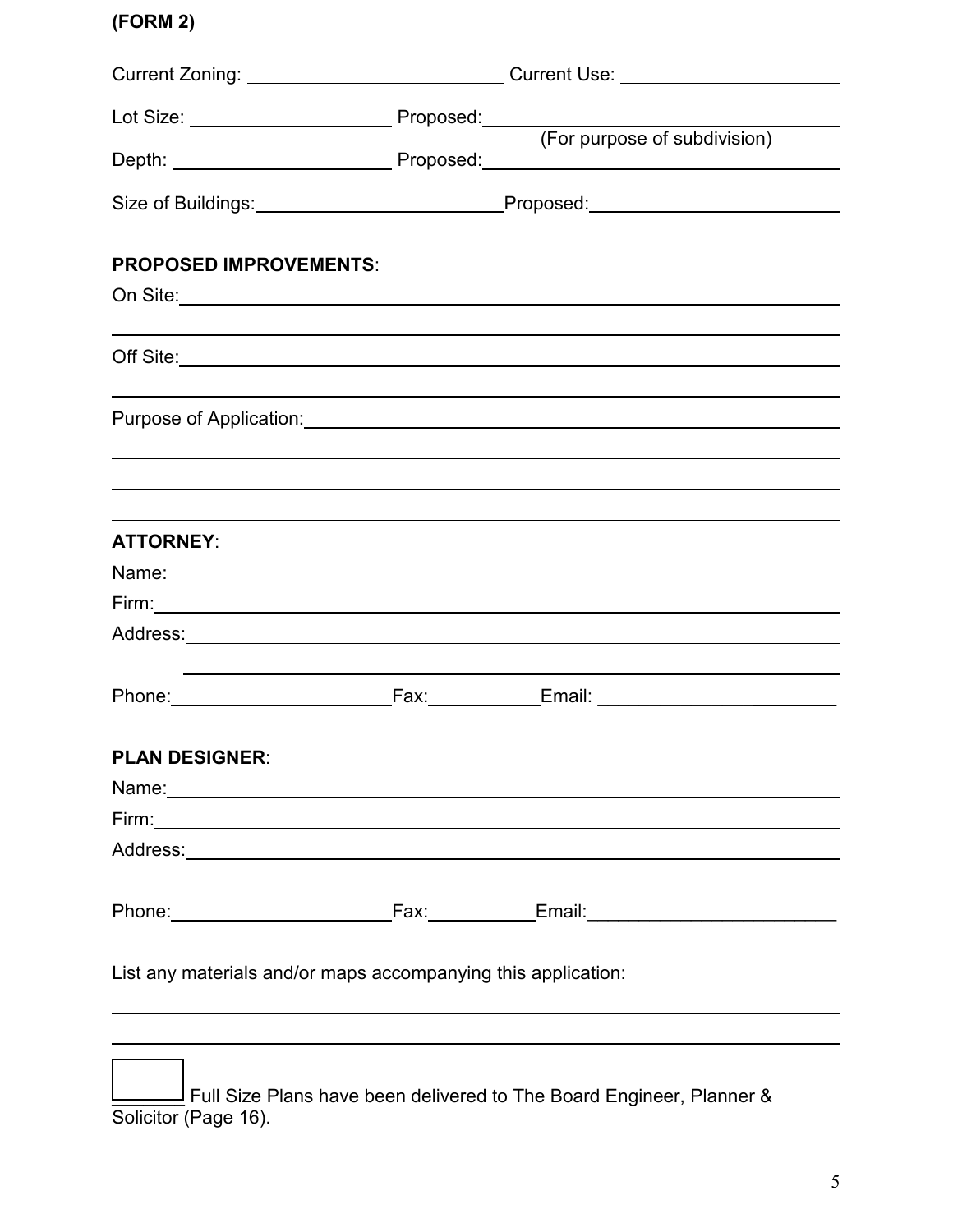**(FORM 2)**

Current Zoning: \_\_\_\_\_\_\_\_\_\_\_\_\_\_\_\_\_\_\_\_\_\_\_\_ Current Use: \_\_\_\_\_\_\_\_\_\_\_\_\_\_\_\_\_\_\_\_\_\_

Lot Size: \_\_\_\_\_\_\_\_\_\_\_\_\_\_\_\_\_\_\_\_ Proposed: \_\_\_\_\_\_\_\_\_\_\_\_\_\_\_\_\_\_\_\_\_\_\_\_\_\_\_\_\_\_\_\_\_\_\_\_
(For purpose of subdivision)

Depth: \_\_\_\_\_\_\_\_\_\_\_\_\_\_\_\_\_\_\_\_\_\_ Proposed: \_\_\_\_\_\_\_\_\_\_\_\_\_\_\_\_\_\_\_\_\_\_\_\_\_\_\_\_\_\_\_\_\_\_\_\_

Size of Buildings: \_\_\_\_\_\_\_\_\_\_\_\_\_\_\_\_\_\_\_\_\_\_\_\_ Proposed: \_\_\_\_\_\_\_\_\_\_\_\_\_\_\_\_\_\_\_\_\_\_\_\_\_\_

**PROPOSED IMPROVEMENTS**:

On Site: \_\_\_\_\_\_\_\_\_\_\_\_\_\_\_\_\_\_\_\_\_\_\_\_\_\_\_\_\_\_\_\_\_\_\_\_\_\_\_\_\_\_\_\_\_\_\_\_\_\_\_\_\_\_\_\_\_\_\_\_\_\_\_\_

\_\_\_\_\_\_\_\_\_\_\_\_\_\_\_\_\_\_\_\_\_\_\_\_\_\_\_\_\_\_\_\_\_\_\_\_\_\_\_\_\_\_\_\_\_\_\_\_\_\_\_\_\_\_\_\_\_\_\_\_\_\_\_\_\_\_\_\_\_\_\_\_\_\_

Off Site: \_\_\_\_\_\_\_\_\_\_\_\_\_\_\_\_\_\_\_\_\_\_\_\_\_\_\_\_\_\_\_\_\_\_\_\_\_\_\_\_\_\_\_\_\_\_\_\_\_\_\_\_\_\_\_\_\_\_\_\_\_\_\_\_

\_\_\_\_\_\_\_\_\_\_\_\_\_\_\_\_\_\_\_\_\_\_\_\_\_\_\_\_\_\_\_\_\_\_\_\_\_\_\_\_\_\_\_\_\_\_\_\_\_\_\_\_\_\_\_\_\_\_\_\_\_\_\_\_\_\_\_\_\_\_\_\_\_\_

Purpose of Application: \_\_\_\_\_\_\_\_\_\_\_\_\_\_\_\_\_\_\_\_\_\_\_\_\_\_\_\_\_\_\_\_\_\_\_\_\_\_\_\_\_\_\_\_\_\_\_\_\_\_\_\_\_\_

\_\_\_\_\_\_\_\_\_\_\_\_\_\_\_\_\_\_\_\_\_\_\_\_\_\_\_\_\_\_\_\_\_\_\_\_\_\_\_\_\_\_\_\_\_\_\_\_\_\_\_\_\_\_\_\_\_\_\_\_\_\_\_\_\_\_\_\_\_\_\_\_\_\_

\_\_\_\_\_\_\_\_\_\_\_\_\_\_\_\_\_\_\_\_\_\_\_\_\_\_\_\_\_\_\_\_\_\_\_\_\_\_\_\_\_\_\_\_\_\_\_\_\_\_\_\_\_\_\_\_\_\_\_\_\_\_\_\_\_\_\_\_\_\_\_\_\_\_

\_\_\_\_\_\_\_\_\_\_\_\_\_\_\_\_\_\_\_\_\_\_\_\_\_\_\_\_\_\_\_\_\_\_\_\_\_\_\_\_\_\_\_\_\_\_\_\_\_\_\_\_\_\_\_\_\_\_\_\_\_\_\_\_\_\_\_\_\_\_\_\_\_\_

**ATTORNEY**:

Name: \_\_\_\_\_\_\_\_\_\_\_\_\_\_\_\_\_\_\_\_\_\_\_\_\_\_\_\_\_\_\_\_\_\_\_\_\_\_\_\_\_\_\_\_\_\_\_\_\_\_\_\_\_\_\_\_\_\_\_\_\_\_\_\_\_\_

Firm: \_\_\_\_\_\_\_\_\_\_\_\_\_\_\_\_\_\_\_\_\_\_\_\_\_\_\_\_\_\_\_\_\_\_\_\_\_\_\_\_\_\_\_\_\_\_\_\_\_\_\_\_\_\_\_\_\_\_\_\_\_\_\_\_\_\_\_

Address: \_\_\_\_\_\_\_\_\_\_\_\_\_\_\_\_\_\_\_\_\_\_\_\_\_\_\_\_\_\_\_\_\_\_\_\_\_\_\_\_\_\_\_\_\_\_\_\_\_\_\_\_\_\_\_\_\_\_\_\_\_\_\_\_

\_\_\_\_\_\_\_\_\_\_\_\_\_\_\_\_\_\_\_\_\_\_\_\_\_\_\_\_\_\_\_\_\_\_\_\_\_\_\_\_\_\_\_\_\_\_\_\_\_\_\_\_\_\_\_\_\_\_\_\_\_\_\_\_\_\_\_

Phone: \_\_\_\_\_\_\_\_\_\_\_\_\_\_\_\_\_\_\_\_\_\_ Fax: \_\_\_\_\_\_\_\_\_\_\_\_ Email: \_\_\_\_\_\_\_\_\_\_\_\_\_\_\_\_\_\_\_\_\_\_\_\_

**PLAN DESIGNER**:

Name: \_\_\_\_\_\_\_\_\_\_\_\_\_\_\_\_\_\_\_\_\_\_\_\_\_\_\_\_\_\_\_\_\_\_\_\_\_\_\_\_\_\_\_\_\_\_\_\_\_\_\_\_\_\_\_\_\_\_\_\_\_\_\_\_\_\_

Firm: \_\_\_\_\_\_\_\_\_\_\_\_\_\_\_\_\_\_\_\_\_\_\_\_\_\_\_\_\_\_\_\_\_\_\_\_\_\_\_\_\_\_\_\_\_\_\_\_\_\_\_\_\_\_\_\_\_\_\_\_\_\_\_\_\_\_\_

Address: \_\_\_\_\_\_\_\_\_\_\_\_\_\_\_\_\_\_\_\_\_\_\_\_\_\_\_\_\_\_\_\_\_\_\_\_\_\_\_\_\_\_\_\_\_\_\_\_\_\_\_\_\_\_\_\_\_\_\_\_\_\_\_\_

\_\_\_\_\_\_\_\_\_\_\_\_\_\_\_\_\_\_\_\_\_\_\_\_\_\_\_\_\_\_\_\_\_\_\_\_\_\_\_\_\_\_\_\_\_\_\_\_\_\_\_\_\_\_\_\_\_\_\_\_\_\_\_\_\_\_\_

Phone: \_\_\_\_\_\_\_\_\_\_\_\_\_\_\_\_\_\_\_\_\_\_ Fax: \_\_\_\_\_\_\_\_\_\_\_ Email: \_\_\_\_\_\_\_\_\_\_\_\_\_\_\_\_\_\_\_\_\_\_\_\_\_

List any materials and/or maps accompanying this application:

\_\_\_\_\_\_\_\_\_\_\_\_\_\_\_\_\_\_\_\_\_\_\_\_\_\_\_\_\_\_\_\_\_\_\_\_\_\_\_\_\_\_\_\_\_\_\_\_\_\_\_\_\_\_\_\_\_\_\_\_\_\_\_\_\_\_\_\_\_\_\_\_\_\_

\_\_\_\_\_\_\_\_\_\_\_\_\_\_\_\_\_\_\_\_\_\_\_\_\_\_\_\_\_\_\_\_\_\_\_\_\_\_\_\_\_\_\_\_\_\_\_\_\_\_\_\_\_\_\_\_\_\_\_\_\_\_\_\_\_\_\_\_\_\_\_\_\_\_

☐ Full Size Plans have been delivered to The Board Engineer, Planner & Solicitor (Page 16).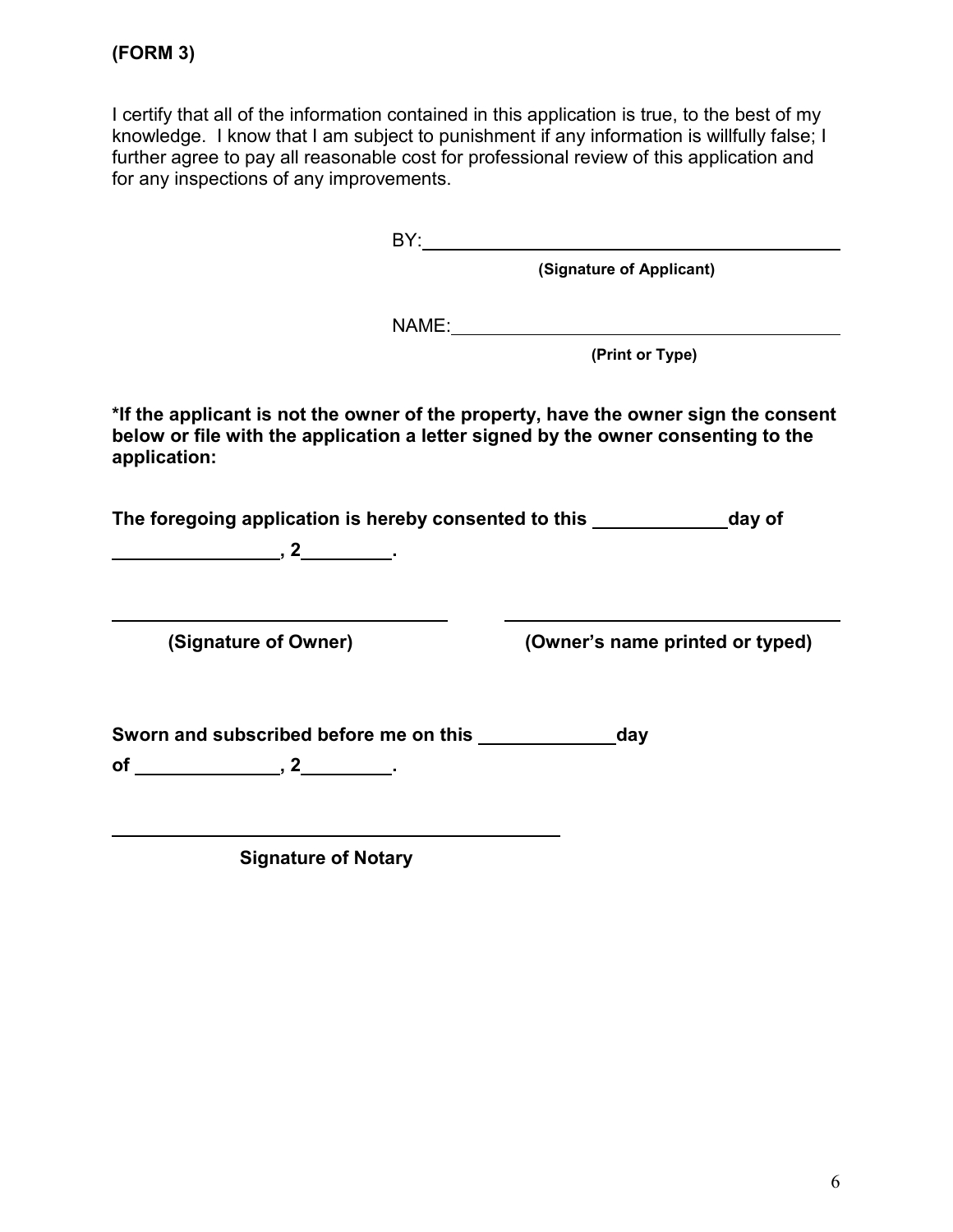**(FORM 3)**

I certify that all of the information contained in this application is true, to the best of my knowledge. I know that I am subject to punishment if any information is willfully false; I further agree to pay all reasonable cost for professional review of this application and for any inspections of any improvements.

BY: ________________________________________
**(Signature of Applicant)**

NAME: ______________________________________
**(Print or Type)**

**\*If the applicant is not the owner of the property, have the owner sign the consent below or file with the application a letter signed by the owner consenting to the application:**

**The foregoing application is hereby consented to this ____________ day of ______________, 2________.**

______________________________ ______________________________
**(Signature of Owner)** **(Owner's name printed or typed)**

**Sworn and subscribed before me on this ____________ day of ______________, 2________.**

________________________________________
**Signature of Notary**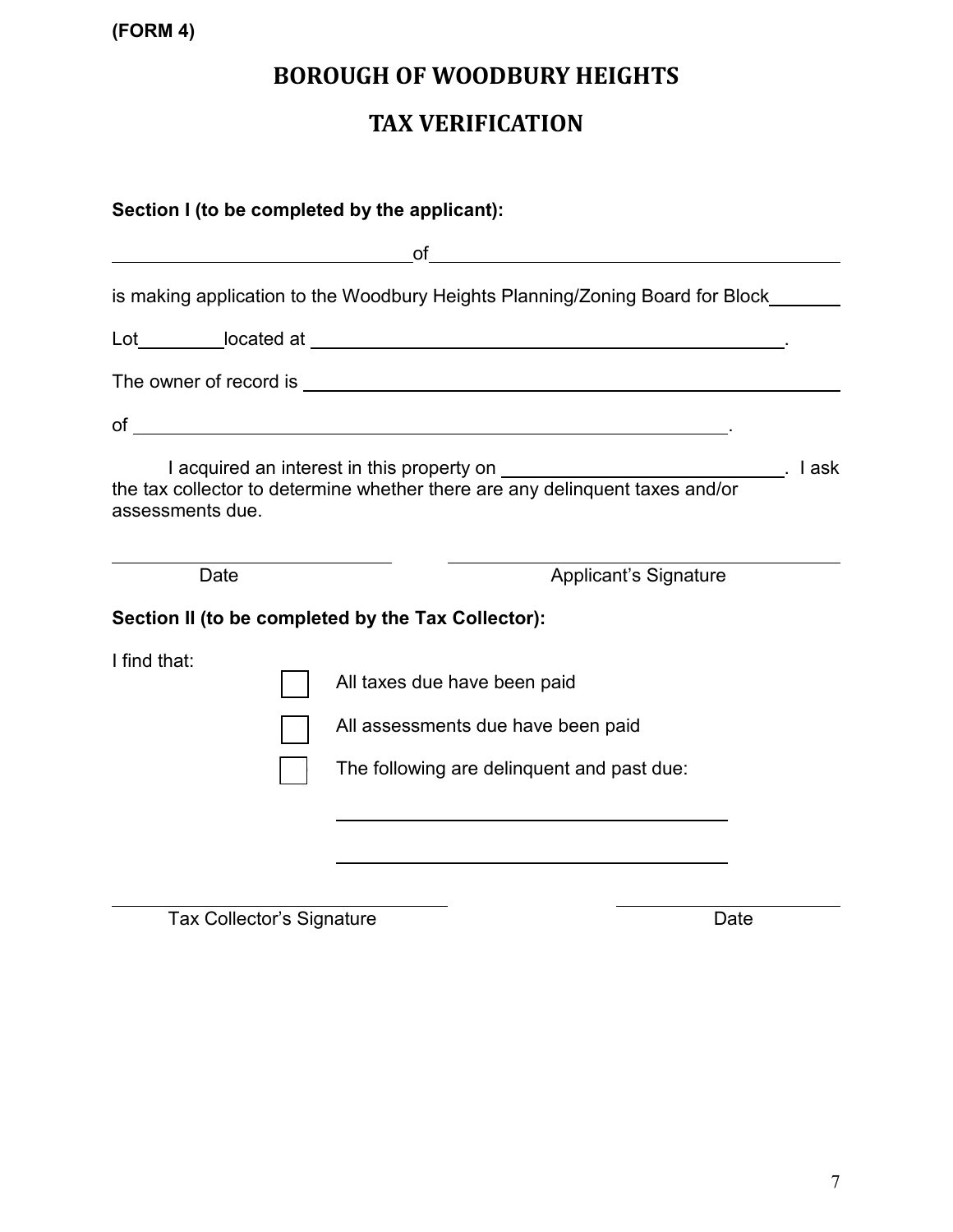(FORM 4)

# BOROUGH OF WOODBURY HEIGHTS

## TAX VERIFICATION

**Section I (to be completed by the applicant):**

_____________________________ of _____________________________________

is making application to the Woodbury Heights Planning/Zoning Board for Block ________

Lot ________ located at ____________________________________________.

The owner of record is _______________________________________________

of ________________________________________________________.

I acquired an interest in this property on ___________________________. I ask the tax collector to determine whether there are any delinquent taxes and/or assessments due.

_________________________ &nbsp;&nbsp;&nbsp;&nbsp; _________________________
Date &nbsp;&nbsp;&nbsp;&nbsp; Applicant's Signature

**Section II (to be completed by the Tax Collector):**

I find that:

- ☐ All taxes due have been paid
- ☐ All assessments due have been paid
- ☐ The following are delinquent and past due:

  _____________________________________

  _____________________________________

_________________________ &nbsp;&nbsp;&nbsp;&nbsp; _________________________
Tax Collector's Signature &nbsp;&nbsp;&nbsp;&nbsp; Date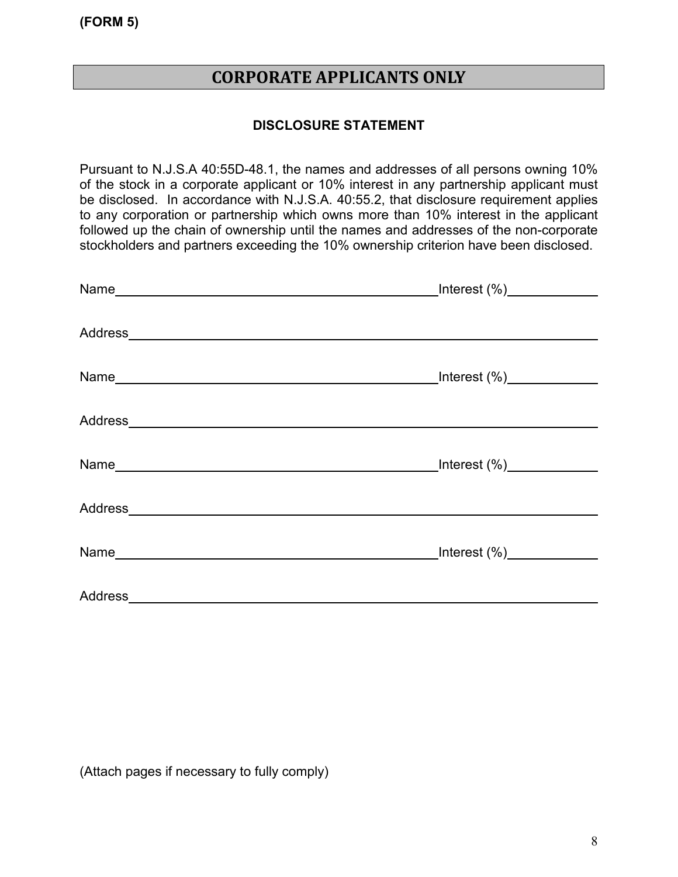**(FORM 5)**

# CORPORATE APPLICANTS ONLY

## DISCLOSURE STATEMENT

Pursuant to N.J.S.A 40:55D-48.1, the names and addresses of all persons owning 10% of the stock in a corporate applicant or 10% interest in any partnership applicant must be disclosed. In accordance with N.J.S.A. 40:55.2, that disclosure requirement applies to any corporation or partnership which owns more than 10% interest in the applicant followed up the chain of ownership until the names and addresses of the non-corporate stockholders and partners exceeding the 10% ownership criterion have been disclosed.

Name_____________________________________________ Interest (%)____________

Address____________________________________________________________

Name_____________________________________________ Interest (%)____________

Address____________________________________________________________

Name_____________________________________________ Interest (%)____________

Address____________________________________________________________

Name_____________________________________________ Interest (%)____________

Address____________________________________________________________

(Attach pages if necessary to fully comply)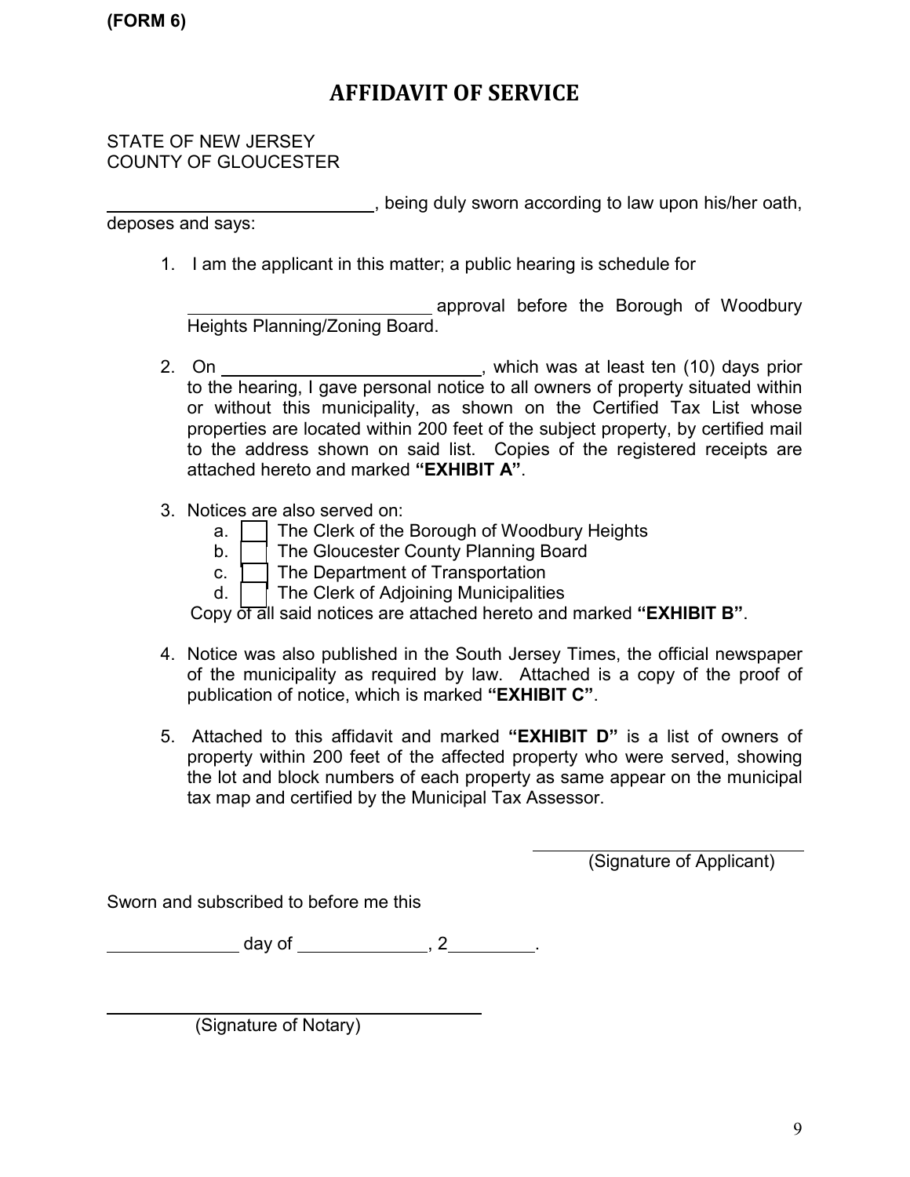**(FORM 6)**

# AFFIDAVIT OF SERVICE

STATE OF NEW JERSEY
COUNTY OF GLOUCESTER

____________________________, being duly sworn according to law upon his/her oath, deposes and says:

1. I am the applicant in this matter; a public hearing is schedule for

   __________________________ approval before the Borough of Woodbury Heights Planning/Zoning Board.

2. On ____________________________, which was at least ten (10) days prior to the hearing, I gave personal notice to all owners of property situated within or without this municipality, as shown on the Certified Tax List whose properties are located within 200 feet of the subject property, by certified mail to the address shown on said list. Copies of the registered receipts are attached hereto and marked **"EXHIBIT A"**.

3. Notices are also served on:
   a. ☐ The Clerk of the Borough of Woodbury Heights
   b. ☐ The Gloucester County Planning Board
   c. ☐ The Department of Transportation
   d. ☐ The Clerk of Adjoining Municipalities

   Copy of all said notices are attached hereto and marked **"EXHIBIT B"**.

4. Notice was also published in the South Jersey Times, the official newspaper of the municipality as required by law. Attached is a copy of the proof of publication of notice, which is marked **"EXHIBIT C"**.

5. Attached to this affidavit and marked **"EXHIBIT D"** is a list of owners of property within 200 feet of the affected property who were served, showing the lot and block numbers of each property as same appear on the municipal tax map and certified by the Municipal Tax Assessor.

____________________________
(Signature of Applicant)

Sworn and subscribed to before me this

______________ day of ______________, 2__________.

________________________________________
(Signature of Notary)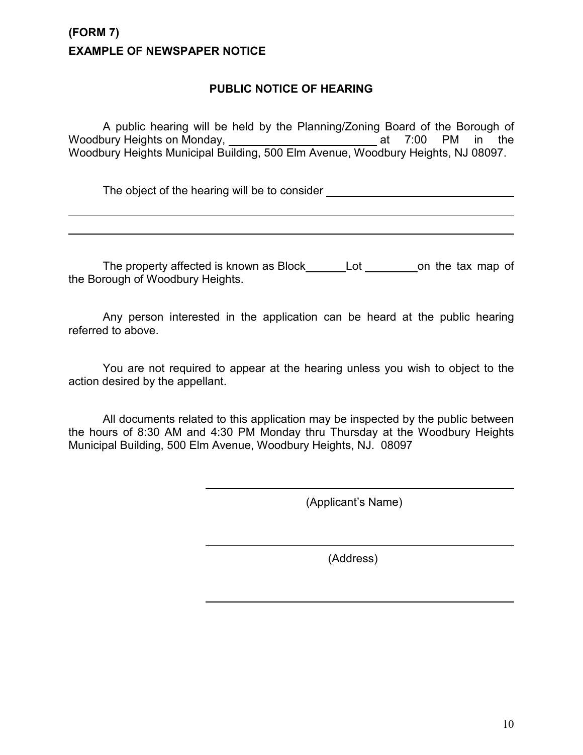**(FORM 7)**
**EXAMPLE OF NEWSPAPER NOTICE**

## PUBLIC NOTICE OF HEARING

A public hearing will be held by the Planning/Zoning Board of the Borough of Woodbury Heights on Monday, ________________________ at 7:00 PM in the Woodbury Heights Municipal Building, 500 Elm Avenue, Woodbury Heights, NJ 08097.

The object of the hearing will be to consider ________________________________

______________________________________________________________________________

______________________________________________________________________________

The property affected is known as Block ______ Lot ________ on the tax map of the Borough of Woodbury Heights.

Any person interested in the application can be heard at the public hearing referred to above.

You are not required to appear at the hearing unless you wish to object to the action desired by the appellant.

All documents related to this application may be inspected by the public between the hours of 8:30 AM and 4:30 PM Monday thru Thursday at the Woodbury Heights Municipal Building, 500 Elm Avenue, Woodbury Heights, NJ. 08097

______________________________________
(Applicant's Name)

______________________________________
(Address)

______________________________________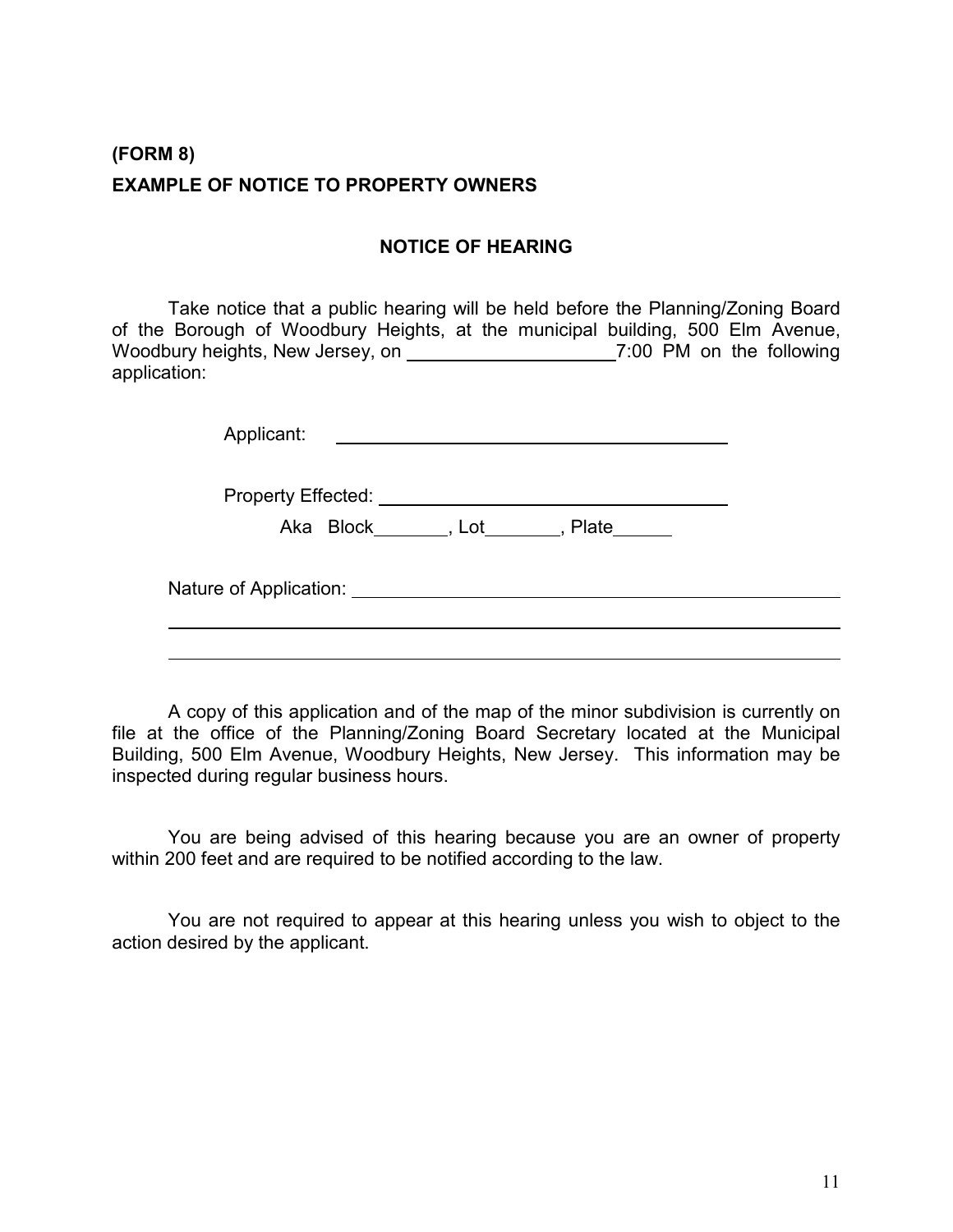**(FORM 8)**

**EXAMPLE OF NOTICE TO PROPERTY OWNERS**

**NOTICE OF HEARING**

Take notice that a public hearing will be held before the Planning/Zoning Board of the Borough of Woodbury Heights, at the municipal building, 500 Elm Avenue, Woodbury heights, New Jersey, on ____________________ 7:00 PM on the following application:

Applicant: ________________________________________

Property Effected: ________________________________

Aka Block_______, Lot_______, Plate_____

Nature of Application: _____________________________________________

_____________________________________________________________________

_____________________________________________________________________

A copy of this application and of the map of the minor subdivision is currently on file at the office of the Planning/Zoning Board Secretary located at the Municipal Building, 500 Elm Avenue, Woodbury Heights, New Jersey. This information may be inspected during regular business hours.

You are being advised of this hearing because you are an owner of property within 200 feet and are required to be notified according to the law.

You are not required to appear at this hearing unless you wish to object to the action desired by the applicant.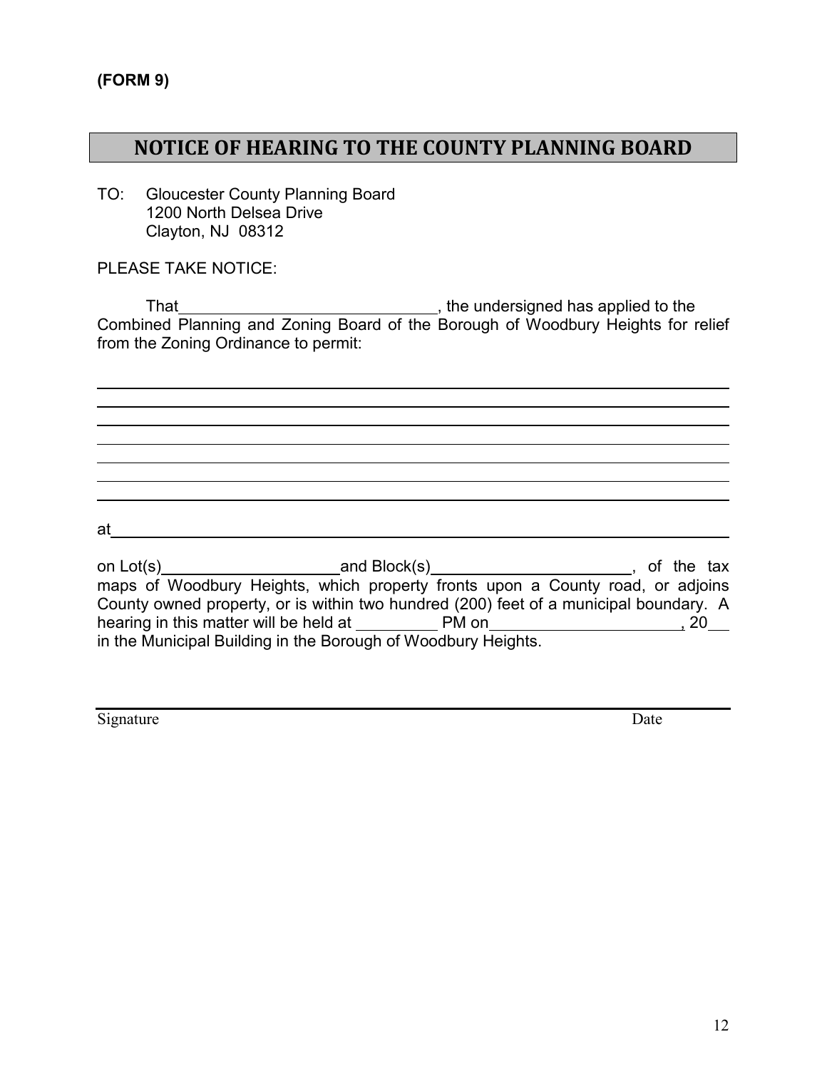**(FORM 9)**

## NOTICE OF HEARING TO THE COUNTY PLANNING BOARD

TO: Gloucester County Planning Board
1200 North Delsea Drive
Clayton, NJ 08312

PLEASE TAKE NOTICE:

That______________________________, the undersigned has applied to the Combined Planning and Zoning Board of the Borough of Woodbury Heights for relief from the Zoning Ordinance to permit:

______________________________________________________________________________
______________________________________________________________________________
______________________________________________________________________________
______________________________________________________________________________
______________________________________________________________________________
______________________________________________________________________________
______________________________________________________________________________

at______________________________________________________________________________

on Lot(s)____________________ and Block(s)______________________, of the tax maps of Woodbury Heights, which property fronts upon a County road, or adjoins County owned property, or is within two hundred (200) feet of a municipal boundary. A hearing in this matter will be held at _________ PM on_____________________, 20___ in the Municipal Building in the Borough of Woodbury Heights.

______________________________________________________________________________
Signature Date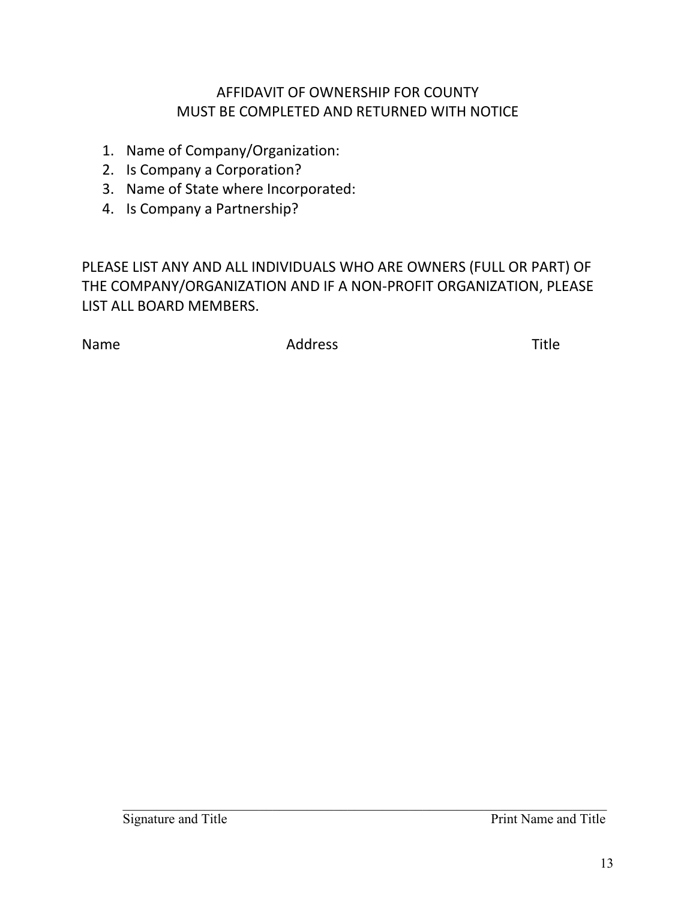# AFFIDAVIT OF OWNERSHIP FOR COUNTY
## MUST BE COMPLETED AND RETURNED WITH NOTICE

1. Name of Company/Organization:
2. Is Company a Corporation?
3. Name of State where Incorporated:
4. Is Company a Partnership?

PLEASE LIST ANY AND ALL INDIVIDUALS WHO ARE OWNERS (FULL OR PART) OF THE COMPANY/ORGANIZATION AND IF A NON-PROFIT ORGANIZATION, PLEASE LIST ALL BOARD MEMBERS.

| Name | Address | Title |
| --- | --- | --- |
| | | |

_______________________________________________

Signature and Title Print Name and Title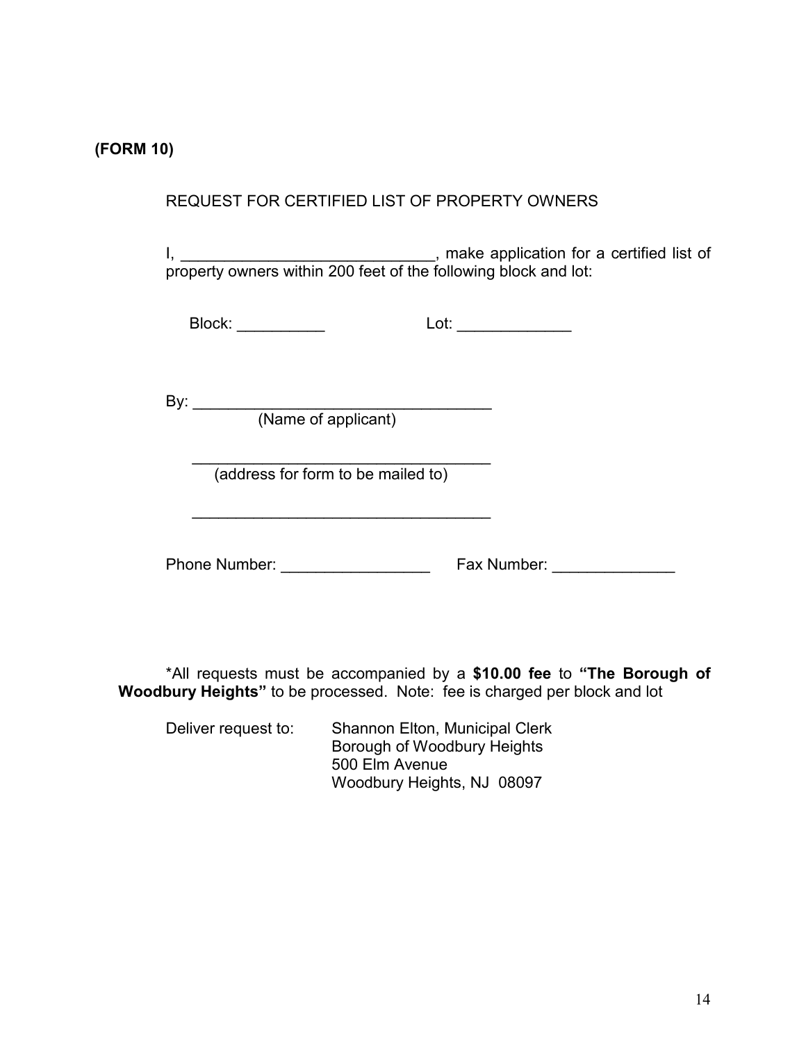**(FORM 10)**

REQUEST FOR CERTIFIED LIST OF PROPERTY OWNERS

I, _____________________________, make application for a certified list of property owners within 200 feet of the following block and lot:

Block: __________ Lot: _____________

By: ___________________________________
(Name of applicant)

___________________________________
(address for form to be mailed to)

___________________________________

Phone Number: _________________ Fax Number: ______________

*All requests must be accompanied by a **$10.00 fee** to **"The Borough of Woodbury Heights"** to be processed. Note: fee is charged per block and lot

Deliver request to:

Shannon Elton, Municipal Clerk
Borough of Woodbury Heights
500 Elm Avenue
Woodbury Heights, NJ 08097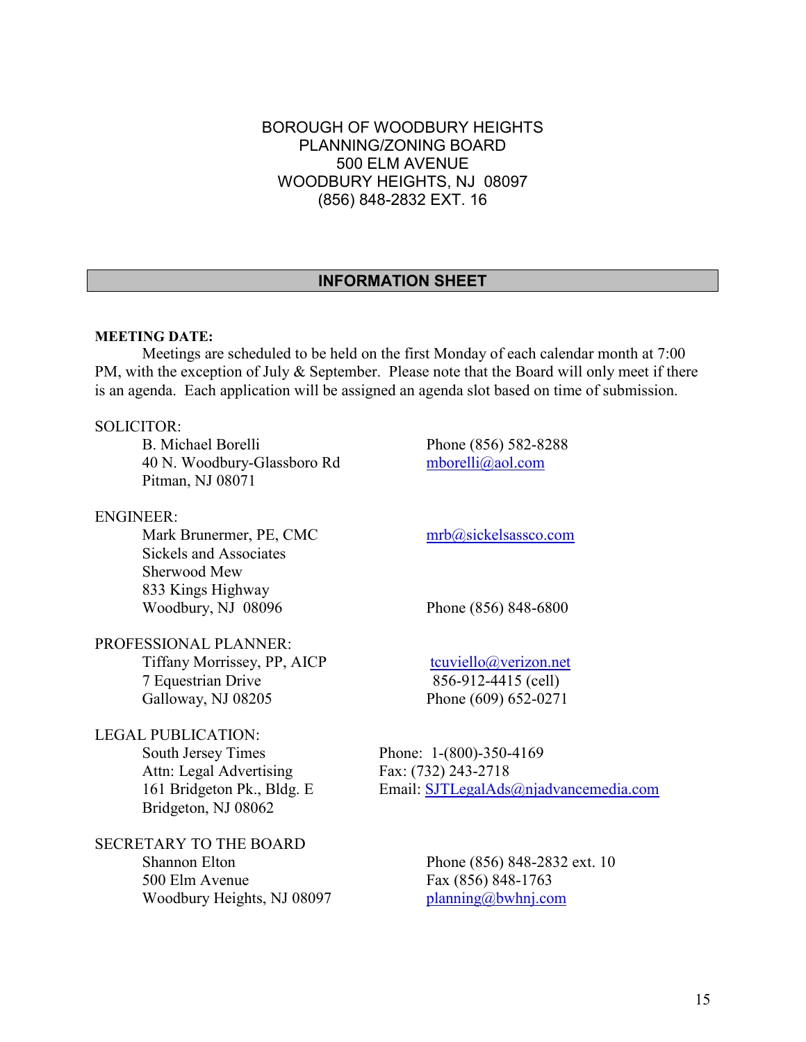BOROUGH OF WOODBURY HEIGHTS
PLANNING/ZONING BOARD
500 ELM AVENUE
WOODBURY HEIGHTS, NJ 08097
(856) 848-2832 EXT. 16

## INFORMATION SHEET

**MEETING DATE:**

Meetings are scheduled to be held on the first Monday of each calendar month at 7:00 PM, with the exception of July & September. Please note that the Board will only meet if there is an agenda. Each application will be assigned an agenda slot based on time of submission.

SOLICITOR:

B. Michael Borelli
40 N. Woodbury-Glassboro Rd
Pitman, NJ 08071
Phone (856) 582-8288
mborelli@aol.com

ENGINEER:

Mark Brunermer, PE, CMC
Sickels and Associates
Sherwood Mew
833 Kings Highway
Woodbury, NJ 08096
mrb@sickelsassco.com
Phone (856) 848-6800

PROFESSIONAL PLANNER:

Tiffany Morrissey, PP, AICP
7 Equestrian Drive
Galloway, NJ 08205
tcuviello@verizon.net
856-912-4415 (cell)
Phone (609) 652-0271

LEGAL PUBLICATION:

South Jersey Times
Attn: Legal Advertising
161 Bridgeton Pk., Bldg. E
Bridgeton, NJ 08062
Phone: 1-(800)-350-4169
Fax: (732) 243-2718
Email: SJTLegalAds@njadvancemedia.com

SECRETARY TO THE BOARD

Shannon Elton
500 Elm Avenue
Woodbury Heights, NJ 08097
Phone (856) 848-2832 ext. 10
Fax (856) 848-1763
planning@bwhnj.com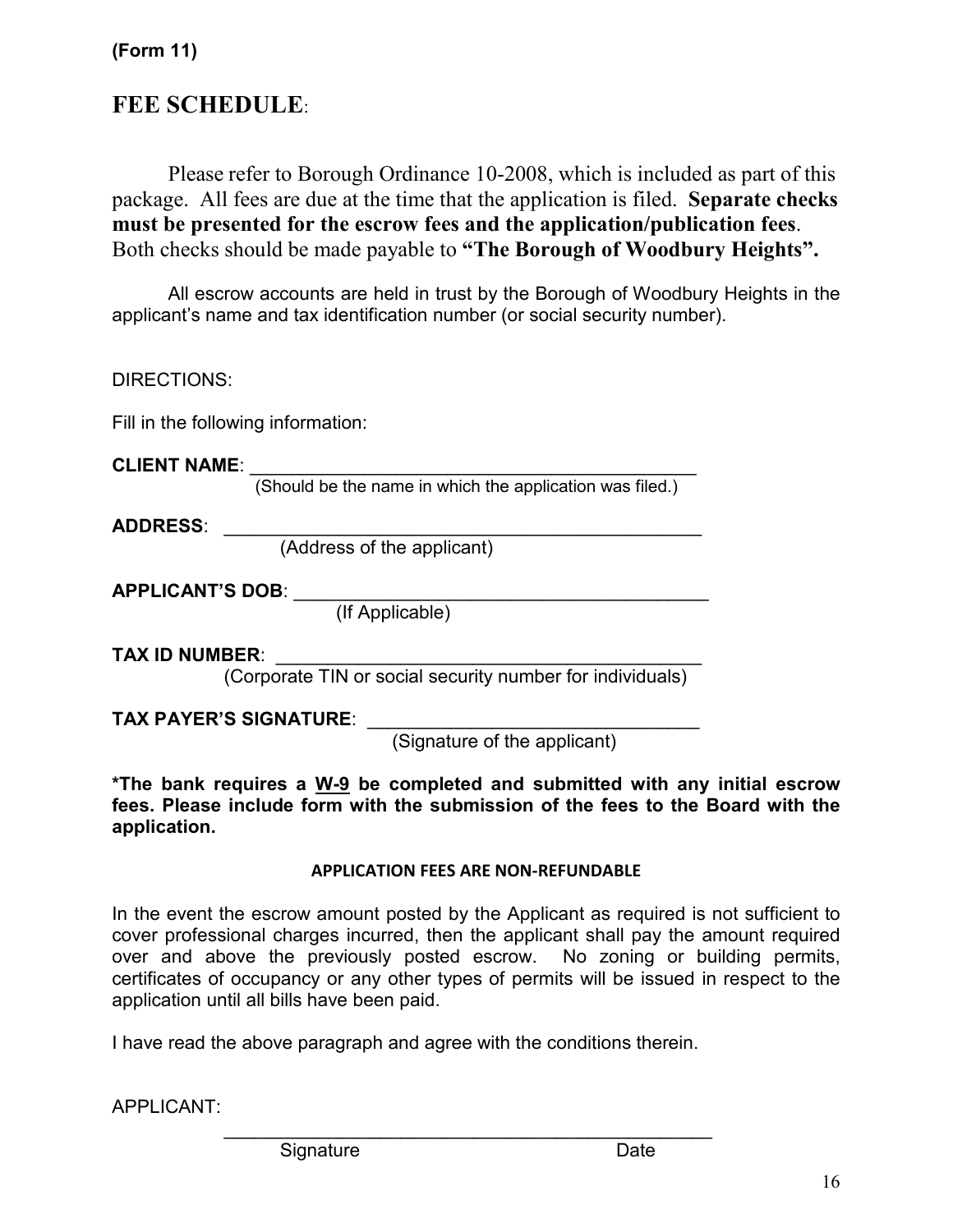**(Form 11)**

## FEE SCHEDULE:

Please refer to Borough Ordinance 10-2008, which is included as part of this package. All fees are due at the time that the application is filed. **Separate checks must be presented for the escrow fees and the application/publication fees**. Both checks should be made payable to **"The Borough of Woodbury Heights".**

All escrow accounts are held in trust by the Borough of Woodbury Heights in the applicant's name and tax identification number (or social security number).

DIRECTIONS:

Fill in the following information:

**CLIENT NAME**: ____________________________________________
(Should be the name in which the application was filed.)

**ADDRESS**: ________________________________________________
(Address of the applicant)

**APPLICANT'S DOB**: ________________________________________
(If Applicable)

**TAX ID NUMBER**: __________________________________________
(Corporate TIN or social security number for individuals)

**TAX PAYER'S SIGNATURE**: ________________________________
(Signature of the applicant)

**\*The bank requires a W-9 be completed and submitted with any initial escrow fees. Please include form with the submission of the fees to the Board with the application.**

**APPLICATION FEES ARE NON-REFUNDABLE**

In the event the escrow amount posted by the Applicant as required is not sufficient to cover professional charges incurred, then the applicant shall pay the amount required over and above the previously posted escrow. No zoning or building permits, certificates of occupancy or any other types of permits will be issued in respect to the application until all bills have been paid.

I have read the above paragraph and agree with the conditions therein.

APPLICANT:

______________________________________________
Signature                                                                 Date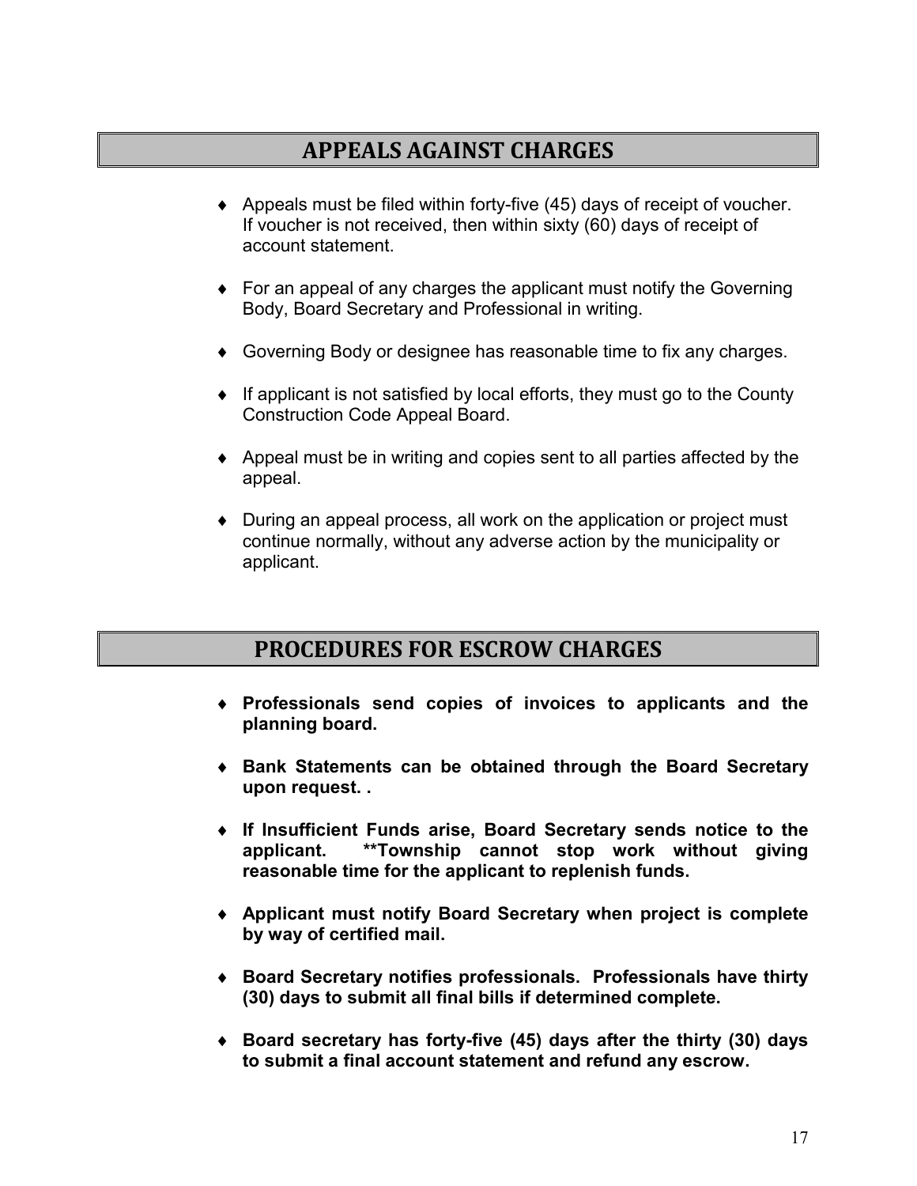## APPEALS AGAINST CHARGES

- Appeals must be filed within forty-five (45) days of receipt of voucher. If voucher is not received, then within sixty (60) days of receipt of account statement.
- For an appeal of any charges the applicant must notify the Governing Body, Board Secretary and Professional in writing.
- Governing Body or designee has reasonable time to fix any charges.
- If applicant is not satisfied by local efforts, they must go to the County Construction Code Appeal Board.
- Appeal must be in writing and copies sent to all parties affected by the appeal.
- During an appeal process, all work on the application or project must continue normally, without any adverse action by the municipality or applicant.

## PROCEDURES FOR ESCROW CHARGES

- **Professionals send copies of invoices to applicants and the planning board.**
- **Bank Statements can be obtained through the Board Secretary upon request. .**
- **If Insufficient Funds arise, Board Secretary sends notice to the applicant. **Township cannot stop work without giving reasonable time for the applicant to replenish funds.**
- **Applicant must notify Board Secretary when project is complete by way of certified mail.**
- **Board Secretary notifies professionals. Professionals have thirty (30) days to submit all final bills if determined complete.**
- **Board secretary has forty-five (45) days after the thirty (30) days to submit a final account statement and refund any escrow.**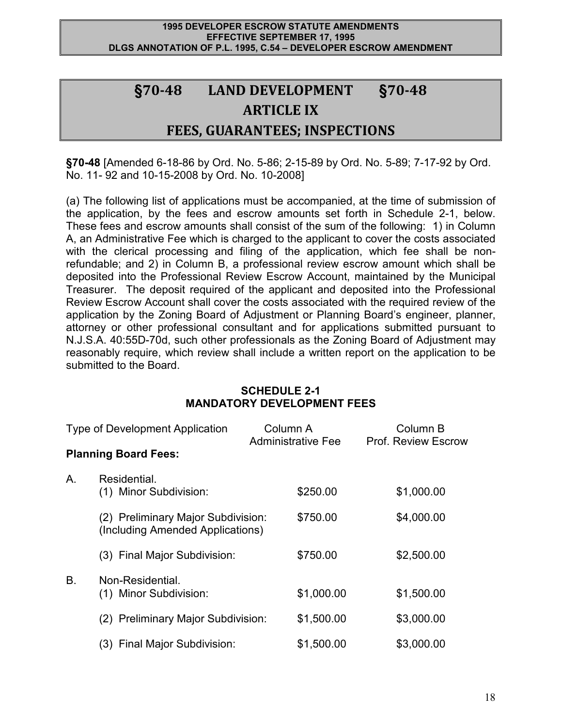**1995 DEVELOPER ESCROW STATUTE AMENDMENTS**
**EFFECTIVE SEPTEMBER 17, 1995**
**DLGS ANNOTATION OF P.L. 1995, C.54 – DEVELOPER ESCROW AMENDMENT**

# §70-48 LAND DEVELOPMENT §70-48

# ARTICLE IX

# FEES, GUARANTEES; INSPECTIONS

**§70-48** [Amended 6-18-86 by Ord. No. 5-86; 2-15-89 by Ord. No. 5-89; 7-17-92 by Ord. No. 11- 92 and 10-15-2008 by Ord. No. 10-2008]

(a) The following list of applications must be accompanied, at the time of submission of the application, by the fees and escrow amounts set forth in Schedule 2-1, below. These fees and escrow amounts shall consist of the sum of the following: 1) in Column A, an Administrative Fee which is charged to the applicant to cover the costs associated with the clerical processing and filing of the application, which fee shall be non-refundable; and 2) in Column B, a professional review escrow amount which shall be deposited into the Professional Review Escrow Account, maintained by the Municipal Treasurer. The deposit required of the applicant and deposited into the Professional Review Escrow Account shall cover the costs associated with the required review of the application by the Zoning Board of Adjustment or Planning Board's engineer, planner, attorney or other professional consultant and for applications submitted pursuant to N.J.S.A. 40:55D-70d, such other professionals as the Zoning Board of Adjustment may reasonably require, which review shall include a written report on the application to be submitted to the Board.

**SCHEDULE 2-1**
**MANDATORY DEVELOPMENT FEES**

| Type of Development Application | Column A Administrative Fee | Column B Prof. Review Escrow |
|---|---|---|
| **Planning Board Fees:** | | |
| A. Residential. | | |
| (1) Minor Subdivision: | $250.00 | $1,000.00 |
| (2) Preliminary Major Subdivision: (Including Amended Applications) | $750.00 | $4,000.00 |
| (3) Final Major Subdivision: | $750.00 | $2,500.00 |
| B. Non-Residential. | | |
| (1) Minor Subdivision: | $1,000.00 | $1,500.00 |
| (2) Preliminary Major Subdivision: | $1,500.00 | $3,000.00 |
| (3) Final Major Subdivision: | $1,500.00 | $3,000.00 |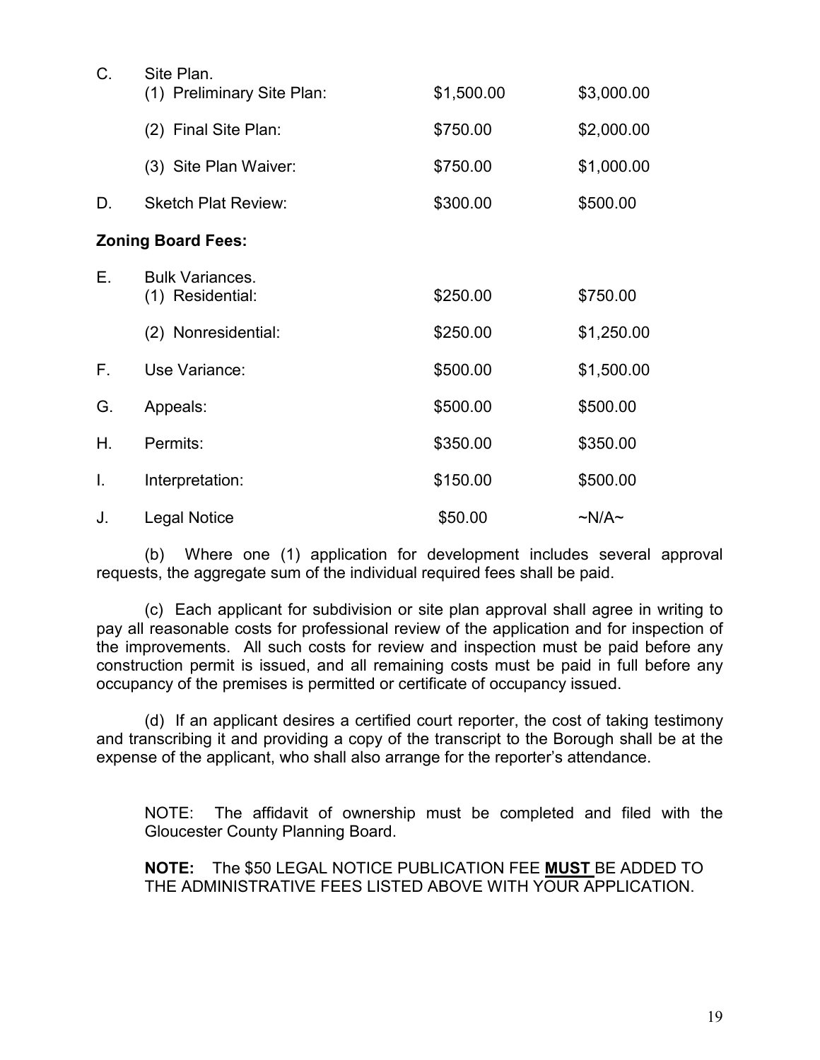| | | | |
|---|---|---|---|
| C. | Site Plan. | | |
| | (1) Preliminary Site Plan: | $1,500.00 | $3,000.00 |
| | (2) Final Site Plan: | $750.00 | $2,000.00 |
| | (3) Site Plan Waiver: | $750.00 | $1,000.00 |
| D. | Sketch Plat Review: | $300.00 | $500.00 |

**Zoning Board Fees:**

| | | | |
|---|---|---|---|
| E. | Bulk Variances. | | |
| | (1) Residential: | $250.00 | $750.00 |
| | (2) Nonresidential: | $250.00 | $1,250.00 |
| F. | Use Variance: | $500.00 | $1,500.00 |
| G. | Appeals: | $500.00 | $500.00 |
| H. | Permits: | $350.00 | $350.00 |
| I. | Interpretation: | $150.00 | $500.00 |
| J. | Legal Notice | $50.00 | ~N/A~ |

(b) Where one (1) application for development includes several approval requests, the aggregate sum of the individual required fees shall be paid.

(c) Each applicant for subdivision or site plan approval shall agree in writing to pay all reasonable costs for professional review of the application and for inspection of the improvements. All such costs for review and inspection must be paid before any construction permit is issued, and all remaining costs must be paid in full before any occupancy of the premises is permitted or certificate of occupancy issued.

(d) If an applicant desires a certified court reporter, the cost of taking testimony and transcribing it and providing a copy of the transcript to the Borough shall be at the expense of the applicant, who shall also arrange for the reporter's attendance.

NOTE: The affidavit of ownership must be completed and filed with the Gloucester County Planning Board.

**NOTE:** The $50 LEGAL NOTICE PUBLICATION FEE **MUST** BE ADDED TO THE ADMINISTRATIVE FEES LISTED ABOVE WITH YOUR APPLICATION.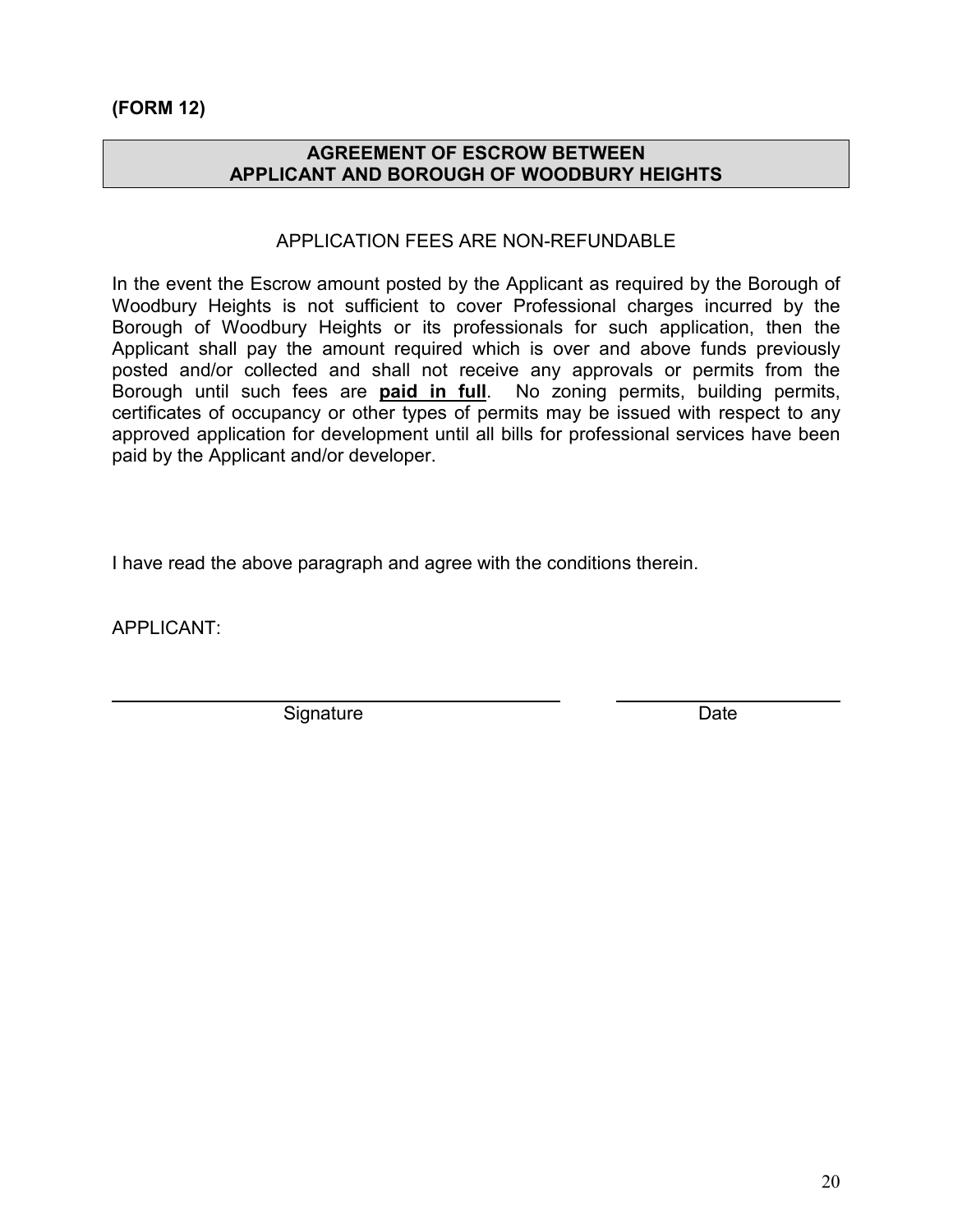**(FORM 12)**

## AGREEMENT OF ESCROW BETWEEN APPLICANT AND BOROUGH OF WOODBURY HEIGHTS

APPLICATION FEES ARE NON-REFUNDABLE

In the event the Escrow amount posted by the Applicant as required by the Borough of Woodbury Heights is not sufficient to cover Professional charges incurred by the Borough of Woodbury Heights or its professionals for such application, then the Applicant shall pay the amount required which is over and above funds previously posted and/or collected and shall not receive any approvals or permits from the Borough until such fees are **paid in full**. No zoning permits, building permits, certificates of occupancy or other types of permits may be issued with respect to any approved application for development until all bills for professional services have been paid by the Applicant and/or developer.

I have read the above paragraph and agree with the conditions therein.

APPLICANT:

\_\_\_\_\_\_\_\_\_\_\_\_\_\_\_\_\_\_\_\_\_\_\_\_\_\_\_\_\_\_\_\_\_\_\_\_\_\_\_\_ &nbsp;&nbsp;&nbsp;&nbsp; \_\_\_\_\_\_\_\_\_\_\_\_\_\_\_\_\_\_\_\_

Signature &nbsp;&nbsp;&nbsp;&nbsp; Date